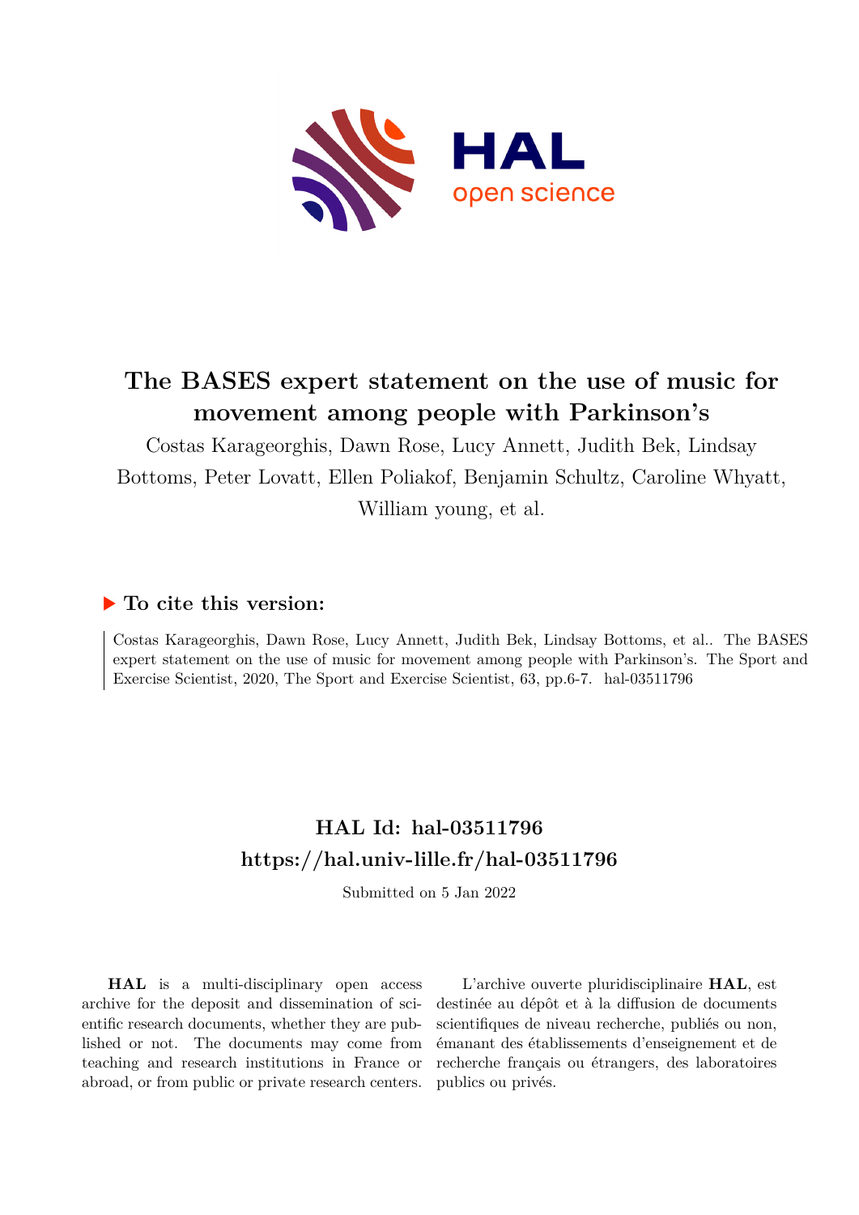# The BASES expert statement on the use of music for movement among people with Parkinson's

Costas Karageorghis, Dawn Rose, Lucy Annett, Judith Bek, Lindsay Bottoms, Peter Lovatt, Ellen Poliakof, Benjamin Schultz, Caroline Whyatt, William young, et al.

## ▶ To cite this version:

Costas Karageorghis, Dawn Rose, Lucy Annett, Judith Bek, Lindsay Bottoms, et al.. The BASES expert statement on the use of music for movement among people with Parkinson's. The Sport and Exercise Scientist, 2020, The Sport and Exercise Scientist, 63, pp.6-7. hal-03511796

## HAL Id: hal-03511796
## https://hal.univ-lille.fr/hal-03511796

Submitted on 5 Jan 2022

**HAL** is a multi-disciplinary open access archive for the deposit and dissemination of scientific research documents, whether they are published or not. The documents may come from teaching and research institutions in France or abroad, or from public or private research centers.

L'archive ouverte pluridisciplinaire **HAL**, est destinée au dépôt et à la diffusion de documents scientifiques de niveau recherche, publiés ou non, émanant des établissements d'enseignement et de recherche français ou étrangers, des laboratoires publics ou privés.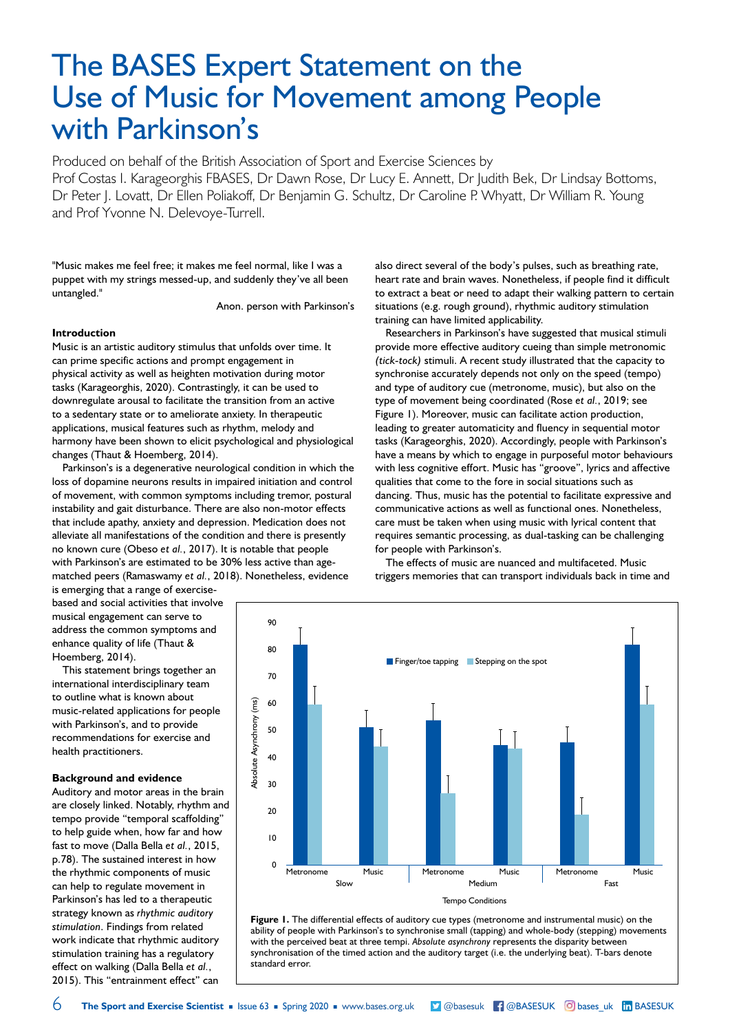# The BASES Expert Statement on the Use of Music for Movement among People with Parkinson's

Produced on behalf of the British Association of Sport and Exercise Sciences by Prof Costas I. Karageorghis FBASES, Dr Dawn Rose, Dr Lucy E. Annett, Dr Judith Bek, Dr Lindsay Bottoms, Dr Peter J. Lovatt, Dr Ellen Poliakoff, Dr Benjamin G. Schultz, Dr Caroline P. Whyatt, Dr William R. Young and Prof Yvonne N. Delevoye-Turrell.

"Music makes me feel free; it makes me feel normal, like I was a puppet with my strings messed-up, and suddenly they've all been untangled."

Anon. person with Parkinson's

### Introduction

Music is an artistic auditory stimulus that unfolds over time. It can prime specific actions and prompt engagement in physical activity as well as heighten motivation during motor tasks (Karageorghis, 2020). Contrastingly, it can be used to downregulate arousal to facilitate the transition from an active to a sedentary state or to ameliorate anxiety. In therapeutic applications, musical features such as rhythm, melody and harmony have been shown to elicit psychological and physiological changes (Thaut & Hoemberg, 2014).

Parkinson's is a degenerative neurological condition in which the loss of dopamine neurons results in impaired initiation and control of movement, with common symptoms including tremor, postural instability and gait disturbance. There are also non-motor effects that include apathy, anxiety and depression. Medication does not alleviate all manifestations of the condition and there is presently no known cure (Obeso *et al.*, 2017). It is notable that people with Parkinson's are estimated to be 30% less active than age-matched peers (Ramaswamy *et al.*, 2018). Nonetheless, evidence is emerging that a range of exercise-based and social activities that involve musical engagement can serve to address the common symptoms and enhance quality of life (Thaut & Hoemberg, 2014).

This statement brings together an international interdisciplinary team to outline what is known about music-related applications for people with Parkinson's, and to provide recommendations for exercise and health practitioners.

### Background and evidence

Auditory and motor areas in the brain are closely linked. Notably, rhythm and tempo provide "temporal scaffolding" to help guide when, how far and how fast to move (Dalla Bella *et al.*, 2015, p.78). The sustained interest in how the rhythmic components of music can help to regulate movement in Parkinson's has led to a therapeutic strategy known as *rhythmic auditory stimulation*. Findings from related work indicate that rhythmic auditory stimulation training has a regulatory effect on walking (Dalla Bella *et al.*, 2015). This "entrainment effect" can also direct several of the body's pulses, such as breathing rate, heart rate and brain waves. Nonetheless, if people find it difficult to extract a beat or need to adapt their walking pattern to certain situations (e.g. rough ground), rhythmic auditory stimulation training can have limited applicability.

Researchers in Parkinson's have suggested that musical stimuli provide more effective auditory cueing than simple metronomic *(tick-tock)* stimuli. A recent study illustrated that the capacity to synchronise accurately depends not only on the speed (tempo) and type of auditory cue (metronome, music), but also on the type of movement being coordinated (Rose *et al.*, 2019; see Figure 1). Moreover, music can facilitate action production, leading to greater automaticity and fluency in sequential motor tasks (Karageorghis, 2020). Accordingly, people with Parkinson's have a means by which to engage in purposeful motor behaviours with less cognitive effort. Music has "groove", lyrics and affective qualities that come to the fore in social situations such as dancing. Thus, music has the potential to facilitate expressive and communicative actions as well as functional ones. Nonetheless, care must be taken when using music with lyrical content that requires semantic processing, as dual-tasking can be challenging for people with Parkinson's.

The effects of music are nuanced and multifaceted. Music triggers memories that can transport individuals back in time and

**Figure 1.** The differential effects of auditory cue types (metronome and instrumental music) on the ability of people with Parkinson's to synchronise small (tapping) and whole-body (stepping) movements with the perceived beat at three tempi. *Absolute asynchrony* represents the disparity between synchronisation of the timed action and the auditory target (i.e. the underlying beat). T-bars denote standard error.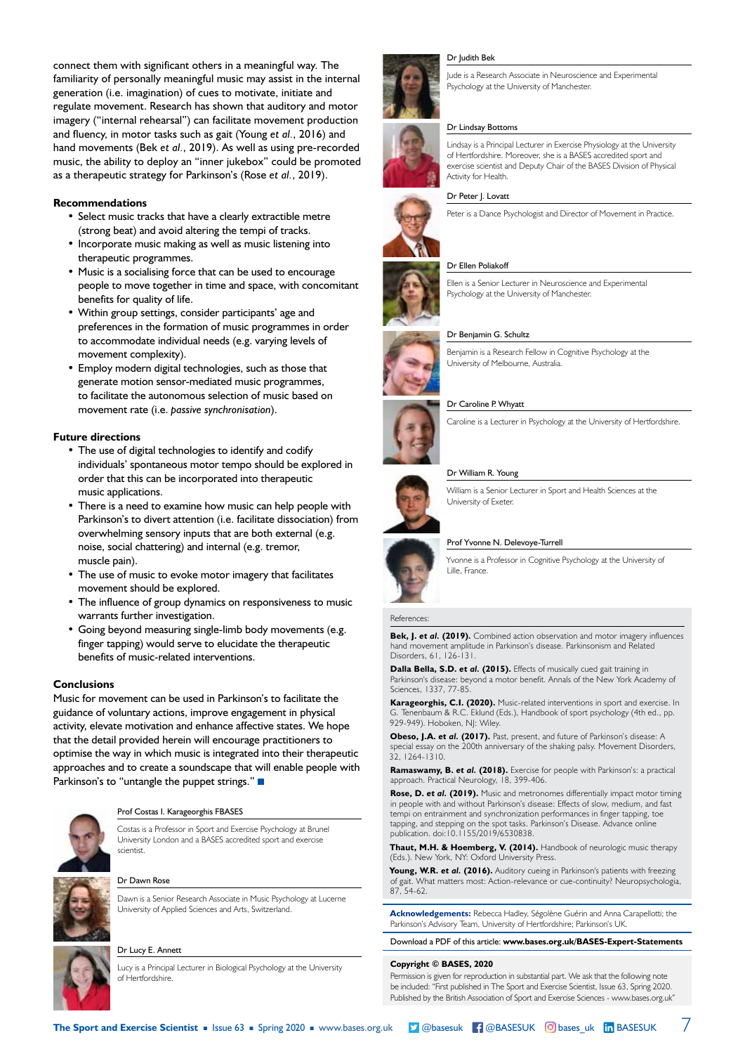connect them with significant others in a meaningful way. The familiarity of personally meaningful music may assist in the internal generation (i.e. imagination) of cues to motivate, initiate and regulate movement. Research has shown that auditory and motor imagery ("internal rehearsal") can facilitate movement production and fluency, in motor tasks such as gait (Young *et al.*, 2016) and hand movements (Bek *et al.*, 2019). As well as using pre-recorded music, the ability to deploy an "inner jukebox" could be promoted as a therapeutic strategy for Parkinson's (Rose *et al.*, 2019).

## Recommendations

- Select music tracks that have a clearly extractible metre (strong beat) and avoid altering the tempi of tracks.
- Incorporate music making as well as music listening into therapeutic programmes.
- Music is a socialising force that can be used to encourage people to move together in time and space, with concomitant benefits for quality of life.
- Within group settings, consider participants' age and preferences in the formation of music programmes in order to accommodate individual needs (e.g. varying levels of movement complexity).
- Employ modern digital technologies, such as those that generate motion sensor-mediated music programmes, to facilitate the autonomous selection of music based on movement rate (i.e. *passive synchronisation*).

## Future directions

- The use of digital technologies to identify and codify individuals' spontaneous motor tempo should be explored in order that this can be incorporated into therapeutic music applications.
- There is a need to examine how music can help people with Parkinson's to divert attention (i.e. facilitate dissociation) from overwhelming sensory inputs that are both external (e.g. noise, social chattering) and internal (e.g. tremor, muscle pain).
- The use of music to evoke motor imagery that facilitates movement should be explored.
- The influence of group dynamics on responsiveness to music warrants further investigation.
- Going beyond measuring single-limb body movements (e.g. finger tapping) would serve to elucidate the therapeutic benefits of music-related interventions.

## Conclusions

Music for movement can be used in Parkinson's to facilitate the guidance of voluntary actions, improve engagement in physical activity, elevate motivation and enhance affective states. We hope that the detail provided herein will encourage practitioners to optimise the way in which music is integrated into their therapeutic approaches and to create a soundscape that will enable people with Parkinson's to "untangle the puppet strings." ■

**Prof Costas I. Karageorghis FBASES**

Costas is a Professor in Sport and Exercise Psychology at Brunel University London and a BASES accredited sport and exercise scientist.

**Dr Dawn Rose**

Dawn is a Senior Research Associate in Music Psychology at Lucerne University of Applied Sciences and Arts, Switzerland.

**Dr Lucy E. Annett**

Lucy is a Principal Lecturer in Biological Psychology at the University of Hertfordshire.

**Dr Judith Bek**

Jude is a Research Associate in Neuroscience and Experimental Psychology at the University of Manchester.

**Dr Lindsay Bottoms**

Lindsay is a Principal Lecturer in Exercise Physiology at the University of Hertfordshire. Moreover, she is a BASES accredited sport and exercise scientist and Deputy Chair of the BASES Division of Physical Activity for Health.

**Dr Peter J. Lovatt**

Peter is a Dance Psychologist and Director of Movement in Practice.

**Dr Ellen Poliakoff**

Ellen is a Senior Lecturer in Neuroscience and Experimental Psychology at the University of Manchester.

**Dr Benjamin G. Schultz**

Benjamin is a Research Fellow in Cognitive Psychology at the University of Melbourne, Australia.

**Dr Caroline P. Whyatt**

Caroline is a Lecturer in Psychology at the University of Hertfordshire.

**Dr William R. Young**

William is a Senior Lecturer in Sport and Health Sciences at the University of Exeter.

**Prof Yvonne N. Delevoye-Turrell**

Yvonne is a Professor in Cognitive Psychology at the University of Lille, France.

### References:

**Bek, J. *et al.* (2019).** Combined action observation and motor imagery influences hand movement amplitude in Parkinson's disease. Parkinsonism and Related Disorders, 61, 126-131.

**Dalla Bella, S.D. et al. (2015).** Effects of musically cued gait training in Parkinson's disease: beyond a motor benefit. Annals of the New York Academy of Sciences, 1337, 77-85.

**Karageorghis, C.I. (2020).** Music-related interventions in sport and exercise. In G. Tenenbaum & R.C. Eklund (Eds.), Handbook of sport psychology (4th ed., pp. 929-949). Hoboken, NJ: Wiley.

**Obeso, J.A. *et al.* (2017).** Past, present, and future of Parkinson's disease: A special essay on the 200th anniversary of the shaking palsy. Movement Disorders, 32, 1264-1310.

**Ramaswamy, B. *et al.* (2018).** Exercise for people with Parkinson's: a practical approach. Practical Neurology, 18, 399-406.

**Rose, D. *et al.* (2019).** Music and metronomes differentially impact motor timing in people with and without Parkinson's disease: Effects of slow, medium, and fast tempi on entrainment and synchronization performances in finger tapping, toe tapping, and stepping on the spot tasks. Parkinson's Disease. Advance online publication. doi:10.1155/2019/6530838.

**Thaut, M.H. & Hoemberg, V. (2014).** Handbook of neurologic music therapy (Eds.). New York, NY: Oxford University Press.

**Young, W.R. *et al.* (2016).** Auditory cueing in Parkinson's patients with freezing of gait. What matters most: Action-relevance or cue-continuity? Neuropsychologia, 87, 54-62.

**Acknowledgements:** Rebecca Hadley, Ségolène Guérin and Anna Carapellotti; the Parkinson's Advisory Team, University of Hertfordshire; Parkinson's UK.

Download a PDF of this article: **www.bases.org.uk/BASES-Expert-Statements**

**Copyright © BASES, 2020**

Permission is given for reproduction in substantial part. We ask that the following note be included: "First published in The Sport and Exercise Scientist, Issue 63, Spring 2020. Published by the British Association of Sport and Exercise Sciences - www.bases.org.uk"